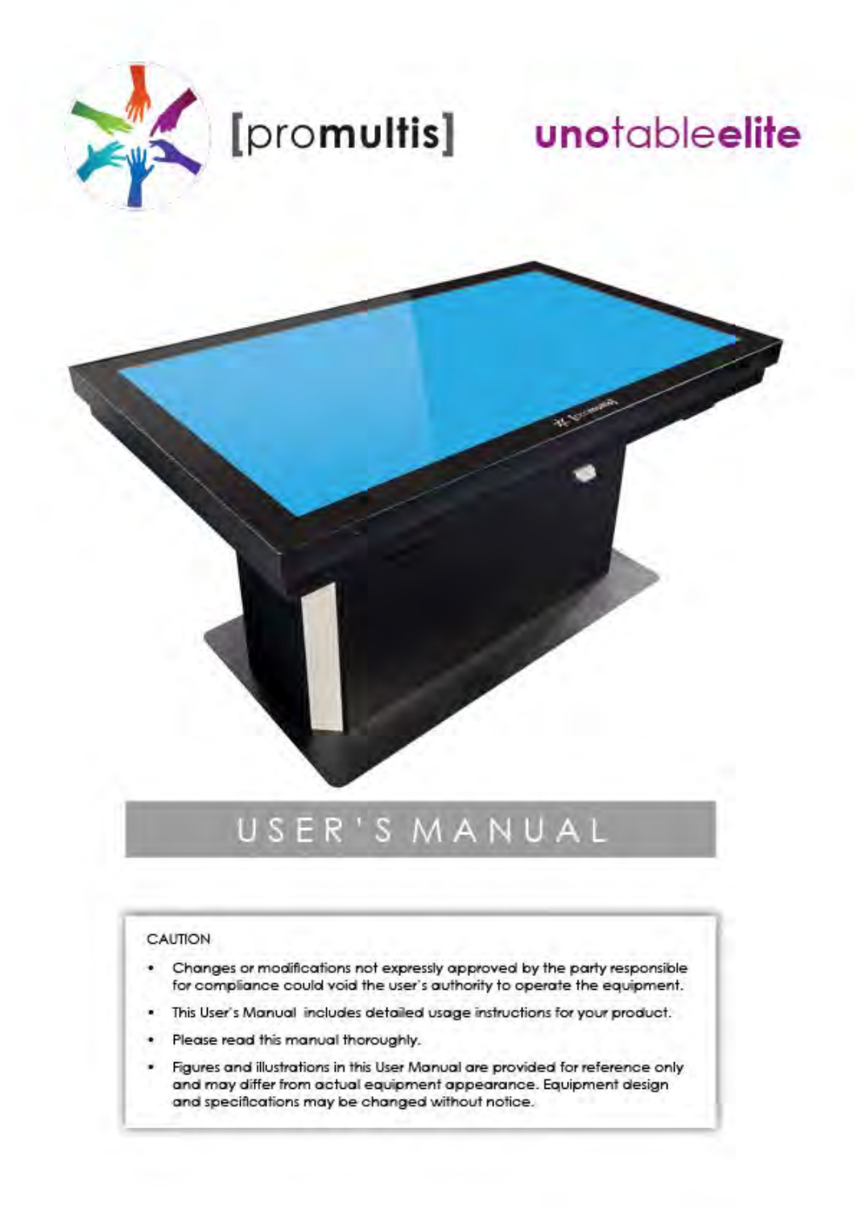[promultis]

# unotableelite

## USER'S MANUAL

CAUTION

- Changes or modifications not expressly approved by the party responsible for compliance could void the user's authority to operate the equipment.
- This User's Manual includes detailed usage instructions for your product.
- Please read this manual thoroughly.
- Figures and illustrations in this User Manual are provided for reference only and may differ from actual equipment appearance. Equipment design and specifications may be changed without notice.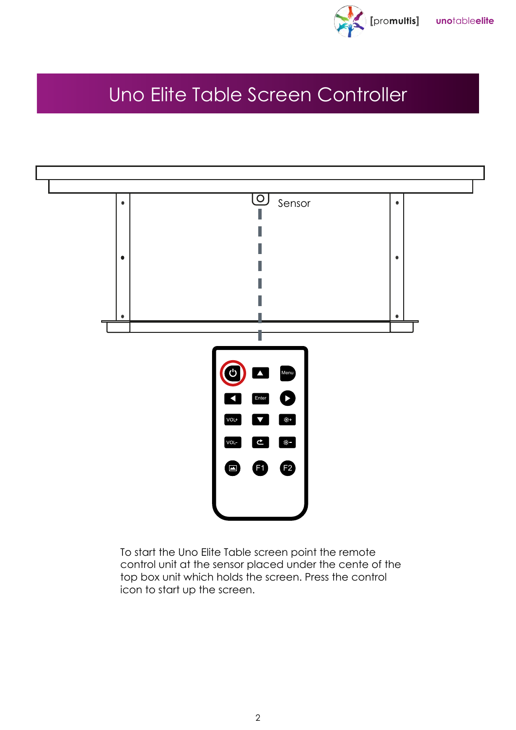# Uno Elite Table Screen Controller

Sensor

To start the Uno Elite Table screen point the remote control unit at the sensor placed under the cente of the top box unit which holds the screen. Press the control icon to start up the screen.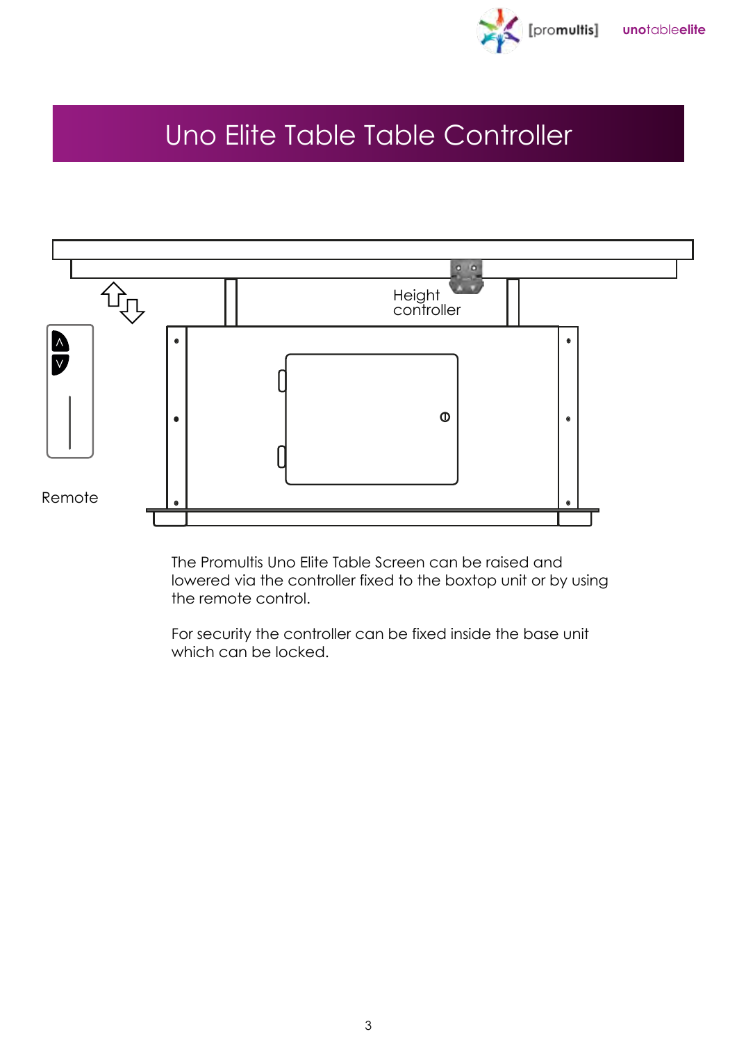# Uno Elite Table Table Controller

Height controller

Remote

The Promultis Uno Elite Table Screen can be raised and lowered via the controller fixed to the boxtop unit or by using the remote control.

For security the controller can be fixed inside the base unit which can be locked.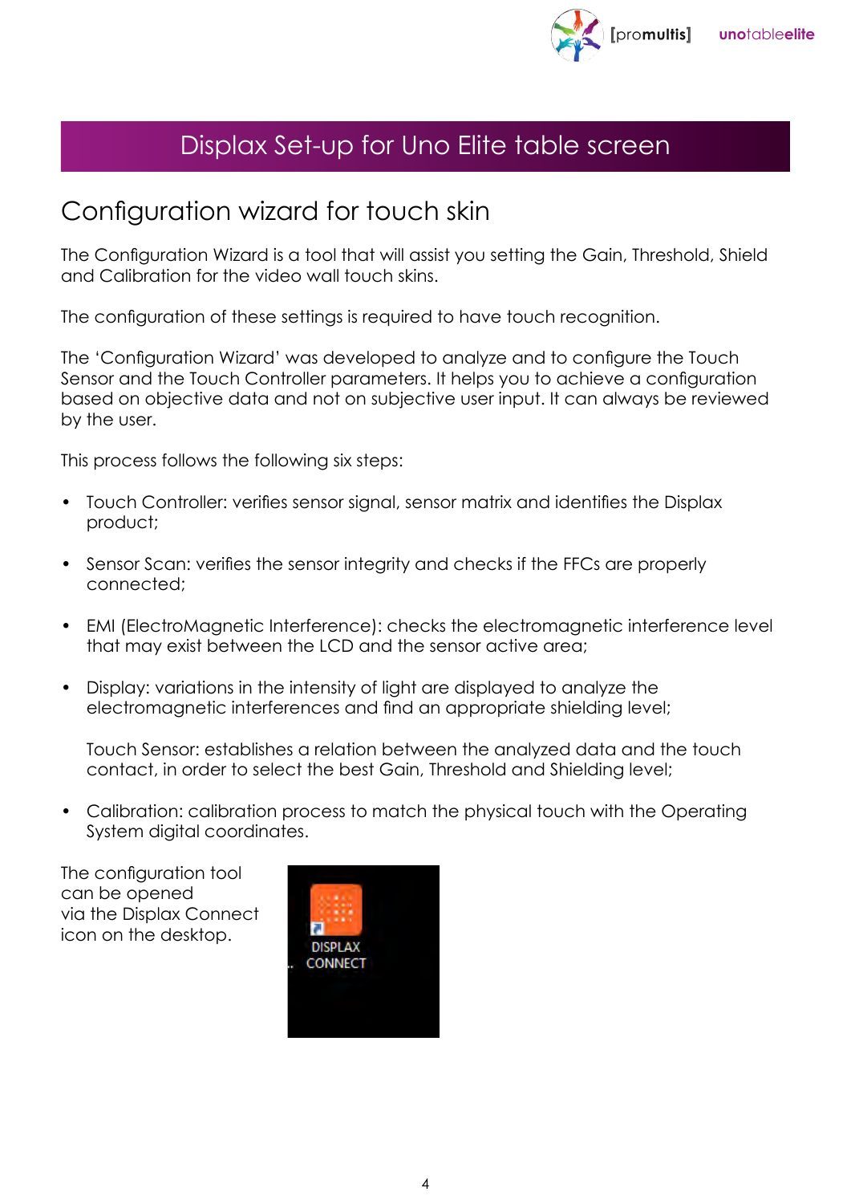# Displax Set-up for Uno Elite table screen

## Configuration wizard for touch skin

The Configuration Wizard is a tool that will assist you setting the Gain, Threshold, Shield and Calibration for the video wall touch skins.

The configuration of these settings is required to have touch recognition.

The 'Configuration Wizard' was developed to analyze and to configure the Touch Sensor and the Touch Controller parameters. It helps you to achieve a configuration based on objective data and not on subjective user input. It can always be reviewed by the user.

This process follows the following six steps:

- Touch Controller: verifies sensor signal, sensor matrix and identifies the Displax product;
- Sensor Scan: verifies the sensor integrity and checks if the FFCs are properly connected;
- EMI (ElectroMagnetic Interference): checks the electromagnetic interference level that may exist between the LCD and the sensor active area;
- Display: variations in the intensity of light are displayed to analyze the electromagnetic interferences and find an appropriate shielding level;

  Touch Sensor: establishes a relation between the analyzed data and the touch contact, in order to select the best Gain, Threshold and Shielding level;
- Calibration: calibration process to match the physical touch with the Operating System digital coordinates.

The configuration tool can be opened via the Displax Connect icon on the desktop.

DISPLAX CONNECT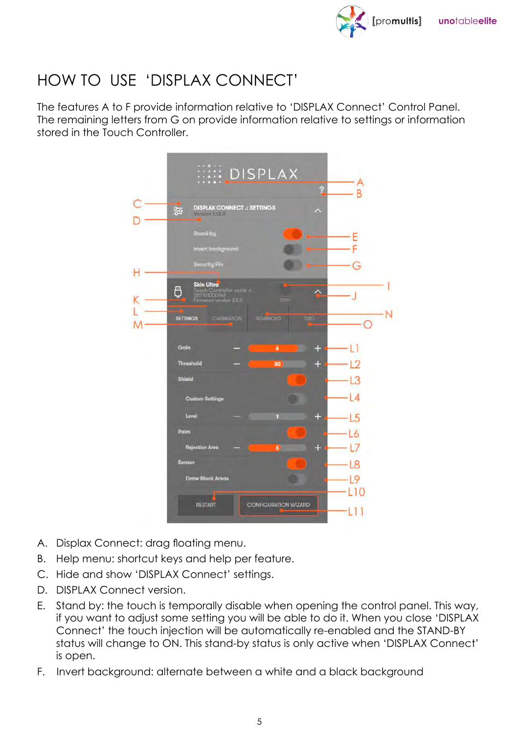# HOW TO USE 'DISPLAX CONNECT'

The features A to F provide information relative to 'DISPLAX Connect' Control Panel. The remaining letters from G on provide information relative to settings or information stored in the Touch Controller.

A. Displax Connect: drag floating menu.
B. Help menu: shortcut keys and help per feature.
C. Hide and show 'DISPLAX Connect' settings.
D. DISPLAX Connect version.
E. Stand by: the touch is temporally disable when opening the control panel. This way, if you want to adjust some setting you will be able to do it. When you close 'DISPLAX Connect' the touch injection will be automatically re-enabled and the STAND-BY status will change to ON. This stand-by status is only active when 'DISPLAX Connect' is open.
F. Invert background: alternate between a white and a black background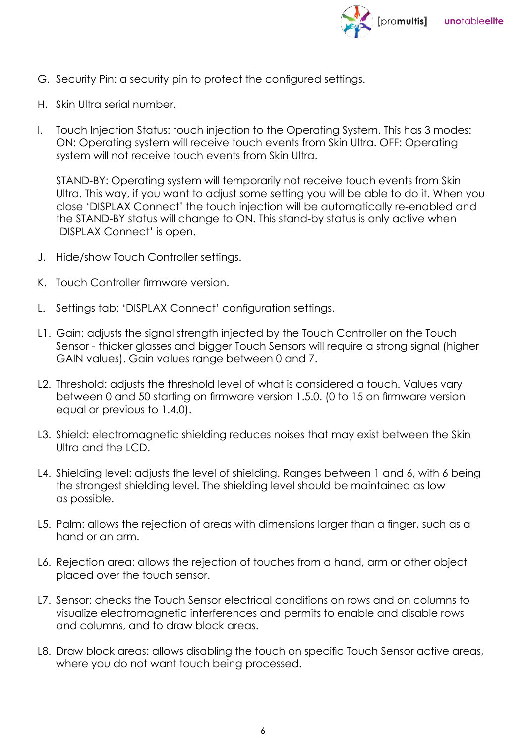G. Security Pin: a security pin to protect the configured settings.

H. Skin Ultra serial number.

I. Touch Injection Status: touch injection to the Operating System. This has 3 modes: ON: Operating system will receive touch events from Skin Ultra. OFF: Operating system will not receive touch events from Skin Ultra.

   STAND-BY: Operating system will temporarily not receive touch events from Skin Ultra. This way, if you want to adjust some setting you will be able to do it. When you close 'DISPLAX Connect' the touch injection will be automatically re-enabled and the STAND-BY status will change to ON. This stand-by status is only active when 'DISPLAX Connect' is open.

J. Hide/show Touch Controller settings.

K. Touch Controller firmware version.

L. Settings tab: 'DISPLAX Connect' configuration settings.

L1. Gain: adjusts the signal strength injected by the Touch Controller on the Touch Sensor - thicker glasses and bigger Touch Sensors will require a strong signal (higher GAIN values). Gain values range between 0 and 7.

L2. Threshold: adjusts the threshold level of what is considered a touch. Values vary between 0 and 50 starting on firmware version 1.5.0. (0 to 15 on firmware version equal or previous to 1.4.0).

L3. Shield: electromagnetic shielding reduces noises that may exist between the Skin Ultra and the LCD.

L4. Shielding level: adjusts the level of shielding. Ranges between 1 and 6, with 6 being the strongest shielding level. The shielding level should be maintained as low as possible.

L5. Palm: allows the rejection of areas with dimensions larger than a finger, such as a hand or an arm.

L6. Rejection area: allows the rejection of touches from a hand, arm or other object placed over the touch sensor.

L7. Sensor: checks the Touch Sensor electrical conditions on rows and on columns to visualize electromagnetic interferences and permits to enable and disable rows and columns, and to draw block areas.

L8. Draw block areas: allows disabling the touch on specific Touch Sensor active areas, where you do not want touch being processed.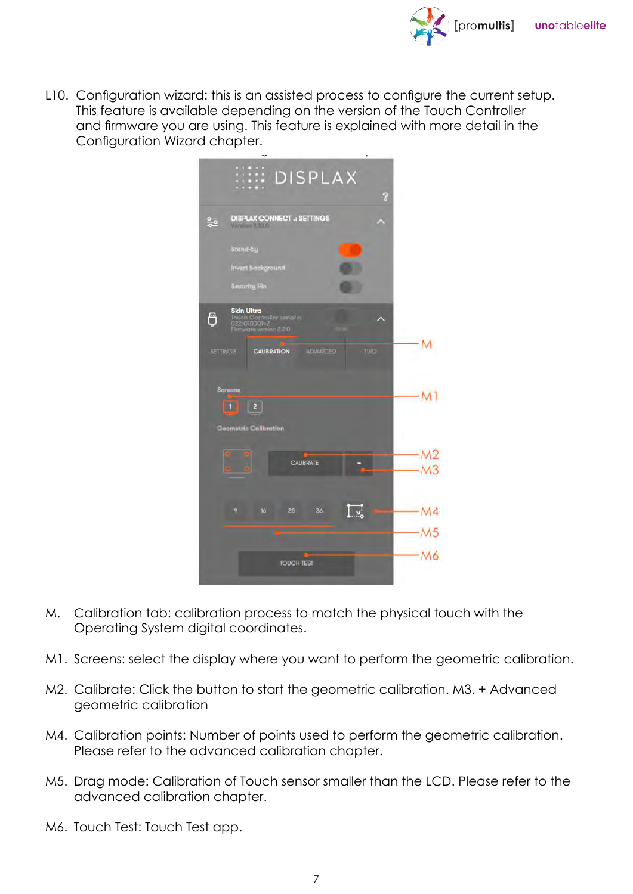L10. Configuration wizard: this is an assisted process to configure the current setup. This feature is available depending on the version of the Touch Controller and firmware you are using. This feature is explained with more detail in the Configuration Wizard chapter.

M. Calibration tab: calibration process to match the physical touch with the Operating System digital coordinates.

M1. Screens: select the display where you want to perform the geometric calibration.

M2. Calibrate: Click the button to start the geometric calibration. M3. + Advanced geometric calibration

M4. Calibration points: Number of points used to perform the geometric calibration. Please refer to the advanced calibration chapter.

M5. Drag mode: Calibration of Touch sensor smaller than the LCD. Please refer to the advanced calibration chapter.

M6. Touch Test: Touch Test app.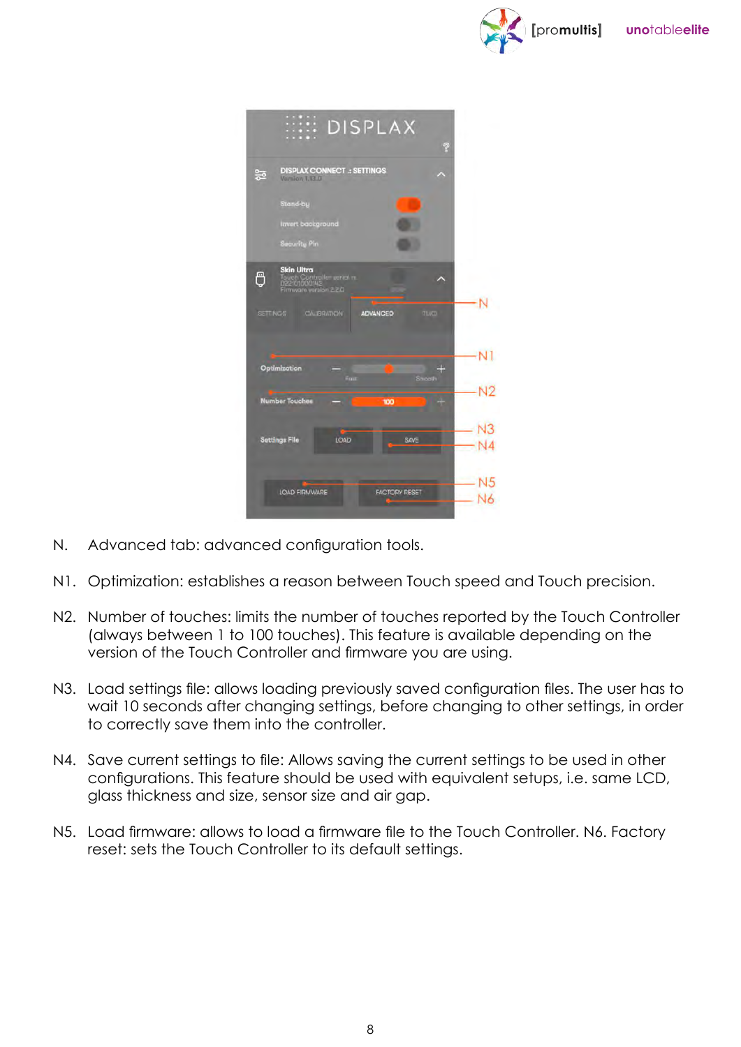N. Advanced tab: advanced configuration tools.

N1. Optimization: establishes a reason between Touch speed and Touch precision.

N2. Number of touches: limits the number of touches reported by the Touch Controller (always between 1 to 100 touches). This feature is available depending on the version of the Touch Controller and firmware you are using.

N3. Load settings file: allows loading previously saved configuration files. The user has to wait 10 seconds after changing settings, before changing to other settings, in order to correctly save them into the controller.

N4. Save current settings to file: Allows saving the current settings to be used in other configurations. This feature should be used with equivalent setups, i.e. same LCD, glass thickness and size, sensor size and air gap.

N5. Load firmware: allows to load a firmware file to the Touch Controller. N6. Factory reset: sets the Touch Controller to its default settings.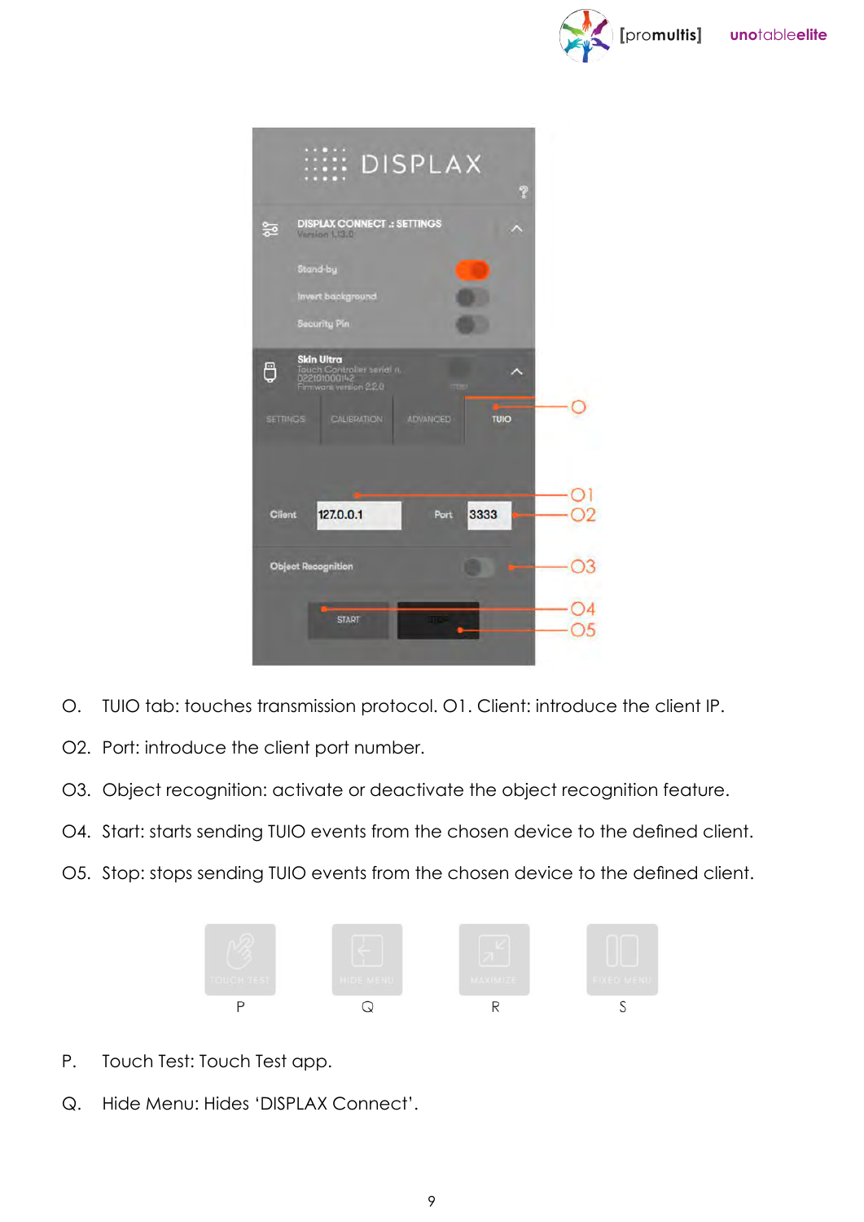O. TUIO tab: touches transmission protocol. O1. Client: introduce the client IP.

O2. Port: introduce the client port number.

O3. Object recognition: activate or deactivate the object recognition feature.

O4. Start: starts sending TUIO events from the chosen device to the defined client.

O5. Stop: stops sending TUIO events from the chosen device to the defined client.

P. Touch Test: Touch Test app.

Q. Hide Menu: Hides ‘DISPLAX Connect’.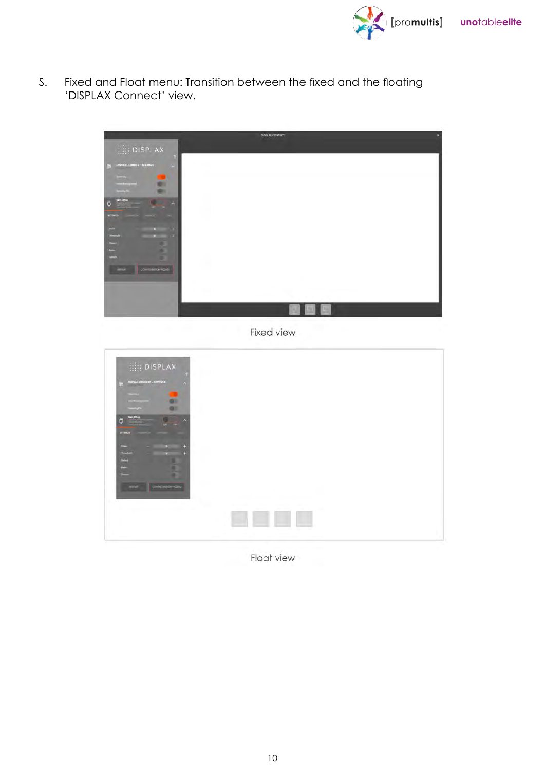S. Fixed and Float menu: Transition between the fixed and the floating 'DISPLAX Connect' view.

Fixed view

Float view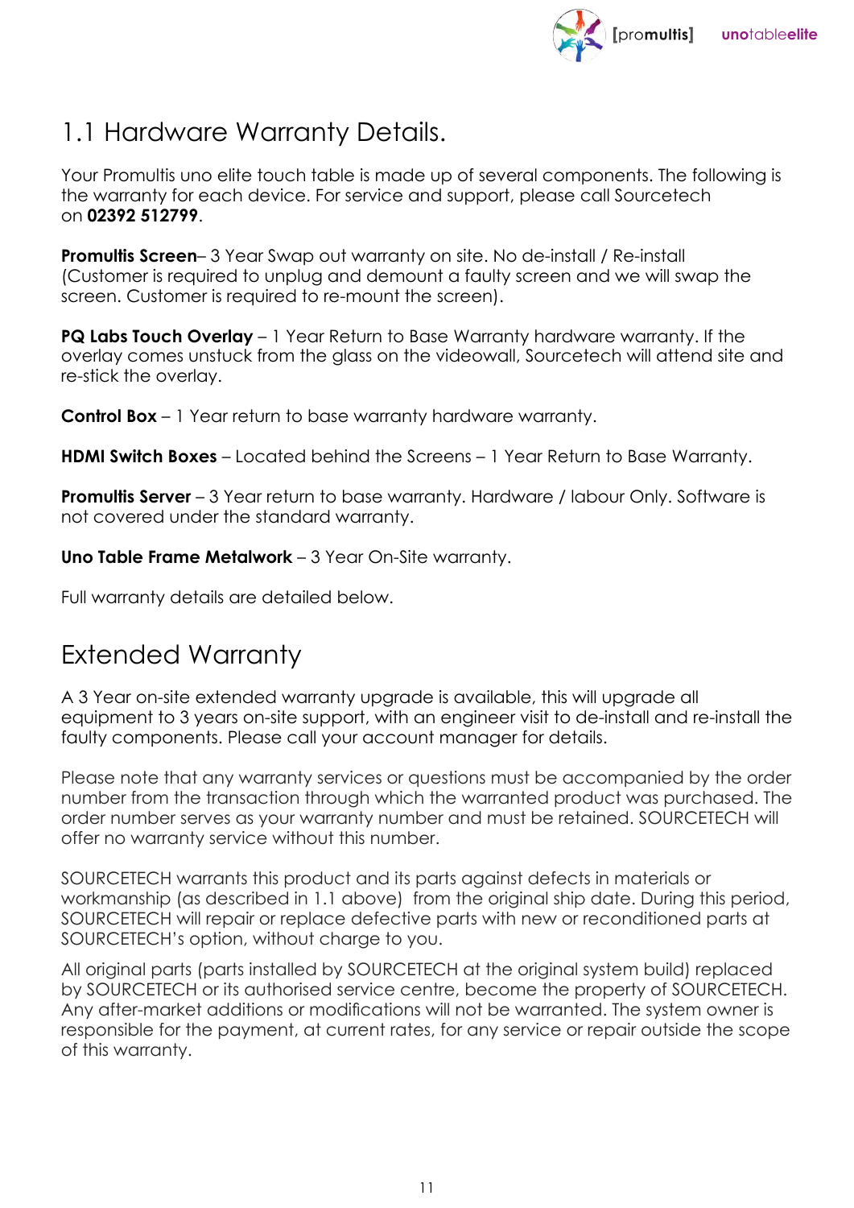## 1.1 Hardware Warranty Details.

Your Promultis uno elite touch table is made up of several components. The following is the warranty for each device. For service and support, please call Sourcetech on **02392 512799**.

**Promultis Screen**– 3 Year Swap out warranty on site. No de-install / Re-install (Customer is required to unplug and demount a faulty screen and we will swap the screen. Customer is required to re-mount the screen).

**PQ Labs Touch Overlay** – 1 Year Return to Base Warranty hardware warranty. If the overlay comes unstuck from the glass on the videowall, Sourcetech will attend site and re-stick the overlay.

**Control Box** – 1 Year return to base warranty hardware warranty.

**HDMI Switch Boxes** – Located behind the Screens – 1 Year Return to Base Warranty.

**Promultis Server** – 3 Year return to base warranty. Hardware / labour Only. Software is not covered under the standard warranty.

**Uno Table Frame Metalwork** – 3 Year On-Site warranty.

Full warranty details are detailed below.

## Extended Warranty

A 3 Year on-site extended warranty upgrade is available, this will upgrade all equipment to 3 years on-site support, with an engineer visit to de-install and re-install the faulty components. Please call your account manager for details.

Please note that any warranty services or questions must be accompanied by the order number from the transaction through which the warranted product was purchased. The order number serves as your warranty number and must be retained. SOURCETECH will offer no warranty service without this number.

SOURCETECH warrants this product and its parts against defects in materials or workmanship (as described in 1.1 above) from the original ship date. During this period, SOURCETECH will repair or replace defective parts with new or reconditioned parts at SOURCETECH's option, without charge to you.

All original parts (parts installed by SOURCETECH at the original system build) replaced by SOURCETECH or its authorised service centre, become the property of SOURCETECH. Any after-market additions or modifications will not be warranted. The system owner is responsible for the payment, at current rates, for any service or repair outside the scope of this warranty.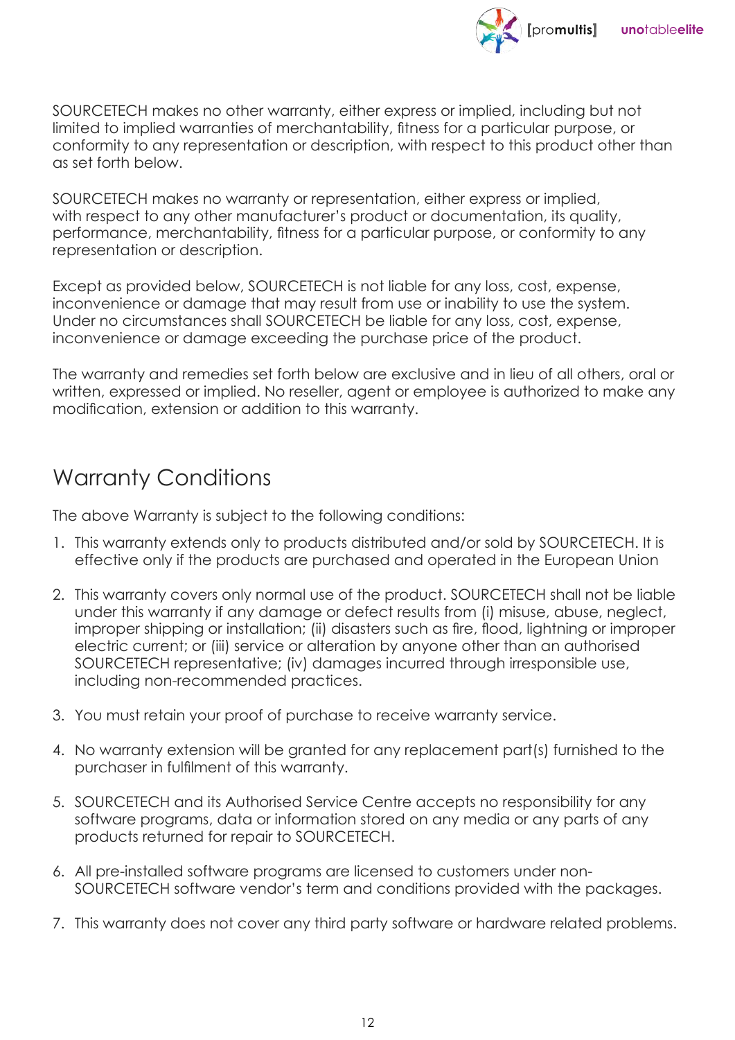SOURCETECH makes no other warranty, either express or implied, including but not limited to implied warranties of merchantability, fitness for a particular purpose, or conformity to any representation or description, with respect to this product other than as set forth below.

SOURCETECH makes no warranty or representation, either express or implied, with respect to any other manufacturer's product or documentation, its quality, performance, merchantability, fitness for a particular purpose, or conformity to any representation or description.

Except as provided below, SOURCETECH is not liable for any loss, cost, expense, inconvenience or damage that may result from use or inability to use the system. Under no circumstances shall SOURCETECH be liable for any loss, cost, expense, inconvenience or damage exceeding the purchase price of the product.

The warranty and remedies set forth below are exclusive and in lieu of all others, oral or written, expressed or implied. No reseller, agent or employee is authorized to make any modification, extension or addition to this warranty.

## Warranty Conditions

The above Warranty is subject to the following conditions:

1. This warranty extends only to products distributed and/or sold by SOURCETECH. It is effective only if the products are purchased and operated in the European Union
2. This warranty covers only normal use of the product. SOURCETECH shall not be liable under this warranty if any damage or defect results from (i) misuse, abuse, neglect, improper shipping or installation; (ii) disasters such as fire, flood, lightning or improper electric current; or (iii) service or alteration by anyone other than an authorised SOURCETECH representative; (iv) damages incurred through irresponsible use, including non-recommended practices.
3. You must retain your proof of purchase to receive warranty service.
4. No warranty extension will be granted for any replacement part(s) furnished to the purchaser in fulfilment of this warranty.
5. SOURCETECH and its Authorised Service Centre accepts no responsibility for any software programs, data or information stored on any media or any parts of any products returned for repair to SOURCETECH.
6. All pre-installed software programs are licensed to customers under non-SOURCETECH software vendor's term and conditions provided with the packages.
7. This warranty does not cover any third party software or hardware related problems.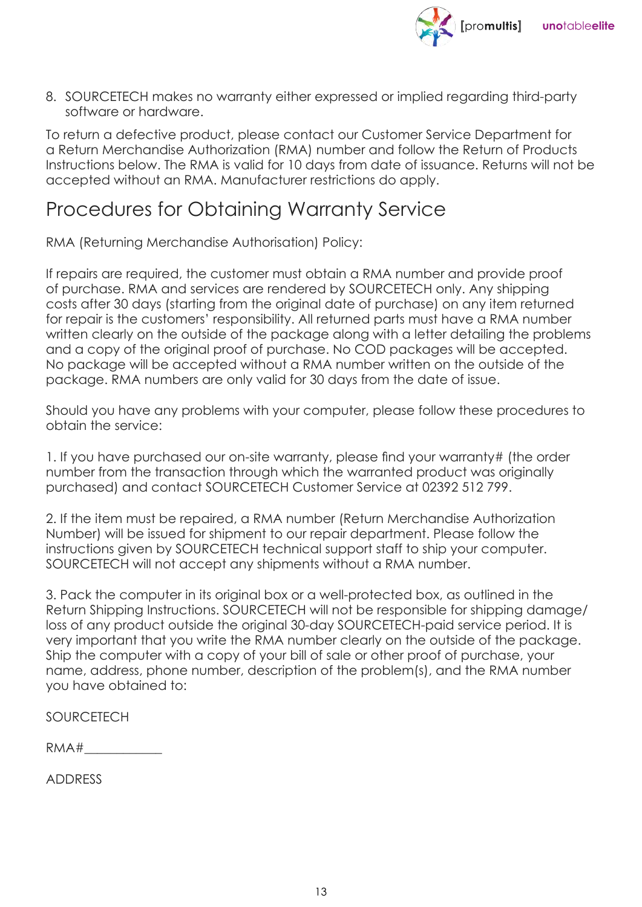8. SOURCETECH makes no warranty either expressed or implied regarding third-party software or hardware.

To return a defective product, please contact our Customer Service Department for a Return Merchandise Authorization (RMA) number and follow the Return of Products Instructions below. The RMA is valid for 10 days from date of issuance. Returns will not be accepted without an RMA. Manufacturer restrictions do apply.

## Procedures for Obtaining Warranty Service

RMA (Returning Merchandise Authorisation) Policy:

If repairs are required, the customer must obtain a RMA number and provide proof of purchase. RMA and services are rendered by SOURCETECH only. Any shipping costs after 30 days (starting from the original date of purchase) on any item returned for repair is the customers' responsibility. All returned parts must have a RMA number written clearly on the outside of the package along with a letter detailing the problems and a copy of the original proof of purchase. No COD packages will be accepted. No package will be accepted without a RMA number written on the outside of the package. RMA numbers are only valid for 30 days from the date of issue.

Should you have any problems with your computer, please follow these procedures to obtain the service:

1. If you have purchased our on-site warranty, please find your warranty# (the order number from the transaction through which the warranted product was originally purchased) and contact SOURCETECH Customer Service at 02392 512 799.

2. If the item must be repaired, a RMA number (Return Merchandise Authorization Number) will be issued for shipment to our repair department. Please follow the instructions given by SOURCETECH technical support staff to ship your computer. SOURCETECH will not accept any shipments without a RMA number.

3. Pack the computer in its original box or a well-protected box, as outlined in the Return Shipping Instructions. SOURCETECH will not be responsible for shipping damage/loss of any product outside the original 30-day SOURCETECH-paid service period. It is very important that you write the RMA number clearly on the outside of the package. Ship the computer with a copy of your bill of sale or other proof of purchase, your name, address, phone number, description of the problem(s), and the RMA number you have obtained to:

SOURCETECH

RMA#____________

ADDRESS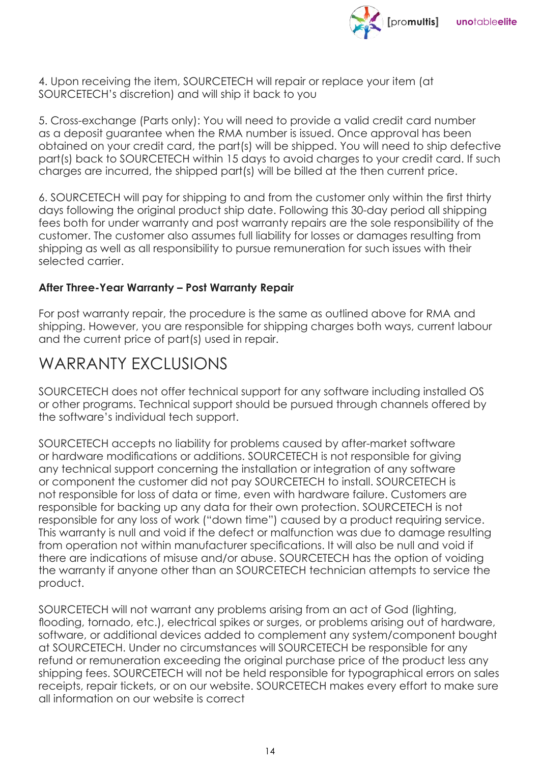4. Upon receiving the item, SOURCETECH will repair or replace your item (at SOURCETECH's discretion) and will ship it back to you

5. Cross-exchange (Parts only): You will need to provide a valid credit card number as a deposit guarantee when the RMA number is issued. Once approval has been obtained on your credit card, the part(s) will be shipped. You will need to ship defective part(s) back to SOURCETECH within 15 days to avoid charges to your credit card. If such charges are incurred, the shipped part(s) will be billed at the then current price.

6. SOURCETECH will pay for shipping to and from the customer only within the first thirty days following the original product ship date. Following this 30-day period all shipping fees both for under warranty and post warranty repairs are the sole responsibility of the customer. The customer also assumes full liability for losses or damages resulting from shipping as well as all responsibility to pursue remuneration for such issues with their selected carrier.

### After Three-Year Warranty – Post Warranty Repair

For post warranty repair, the procedure is the same as outlined above for RMA and shipping. However, you are responsible for shipping charges both ways, current labour and the current price of part(s) used in repair.

## WARRANTY EXCLUSIONS

SOURCETECH does not offer technical support for any software including installed OS or other programs. Technical support should be pursued through channels offered by the software's individual tech support.

SOURCETECH accepts no liability for problems caused by after-market software or hardware modifications or additions. SOURCETECH is not responsible for giving any technical support concerning the installation or integration of any software or component the customer did not pay SOURCETECH to install. SOURCETECH is not responsible for loss of data or time, even with hardware failure. Customers are responsible for backing up any data for their own protection. SOURCETECH is not responsible for any loss of work ("down time") caused by a product requiring service. This warranty is null and void if the defect or malfunction was due to damage resulting from operation not within manufacturer specifications. It will also be null and void if there are indications of misuse and/or abuse. SOURCETECH has the option of voiding the warranty if anyone other than an SOURCETECH technician attempts to service the product.

SOURCETECH will not warrant any problems arising from an act of God (lighting, flooding, tornado, etc.), electrical spikes or surges, or problems arising out of hardware, software, or additional devices added to complement any system/component bought at SOURCETECH. Under no circumstances will SOURCETECH be responsible for any refund or remuneration exceeding the original purchase price of the product less any shipping fees. SOURCETECH will not be held responsible for typographical errors on sales receipts, repair tickets, or on our website. SOURCETECH makes every effort to make sure all information on our website is correct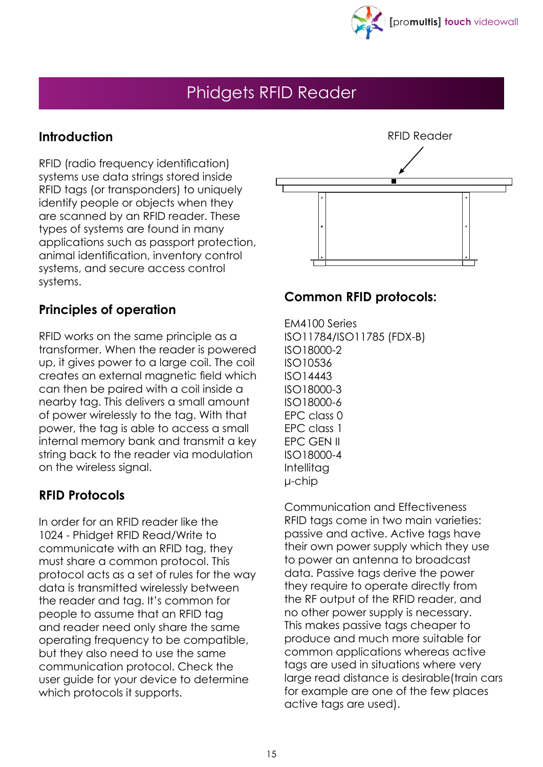# Phidgets RFID Reader

## Introduction

RFID (radio frequency identification) systems use data strings stored inside RFID tags (or transponders) to uniquely identify people or objects when they are scanned by an RFID reader. These types of systems are found in many applications such as passport protection, animal identification, inventory control systems, and secure access control systems.

## Principles of operation

RFID works on the same principle as a transformer. When the reader is powered up, it gives power to a large coil. The coil creates an external magnetic field which can then be paired with a coil inside a nearby tag. This delivers a small amount of power wirelessly to the tag. With that power, the tag is able to access a small internal memory bank and transmit a key string back to the reader via modulation on the wireless signal.

## RFID Protocols

In order for an RFID reader like the 1024 - Phidget RFID Read/Write to communicate with an RFID tag, they must share a common protocol. This protocol acts as a set of rules for the way data is transmitted wirelessly between the reader and tag. It's common for people to assume that an RFID tag and reader need only share the same operating frequency to be compatible, but they also need to use the same communication protocol. Check the user guide for your device to determine which protocols it supports.

RFID Reader

## Common RFID protocols:

EM4100 Series
ISO11784/ISO11785 (FDX-B)
ISO18000-2
ISO10536
ISO14443
ISO18000-3
ISO18000-6
EPC class 0
EPC class 1
EPC GEN II
ISO18000-4
Intellitag
µ-chip

Communication and Effectiveness
RFID tags come in two main varieties: passive and active. Active tags have their own power supply which they use to power an antenna to broadcast data. Passive tags derive the power they require to operate directly from the RF output of the RFID reader, and no other power supply is necessary. This makes passive tags cheaper to produce and much more suitable for common applications whereas active tags are used in situations where very large read distance is desirable(train cars for example are one of the few places active tags are used).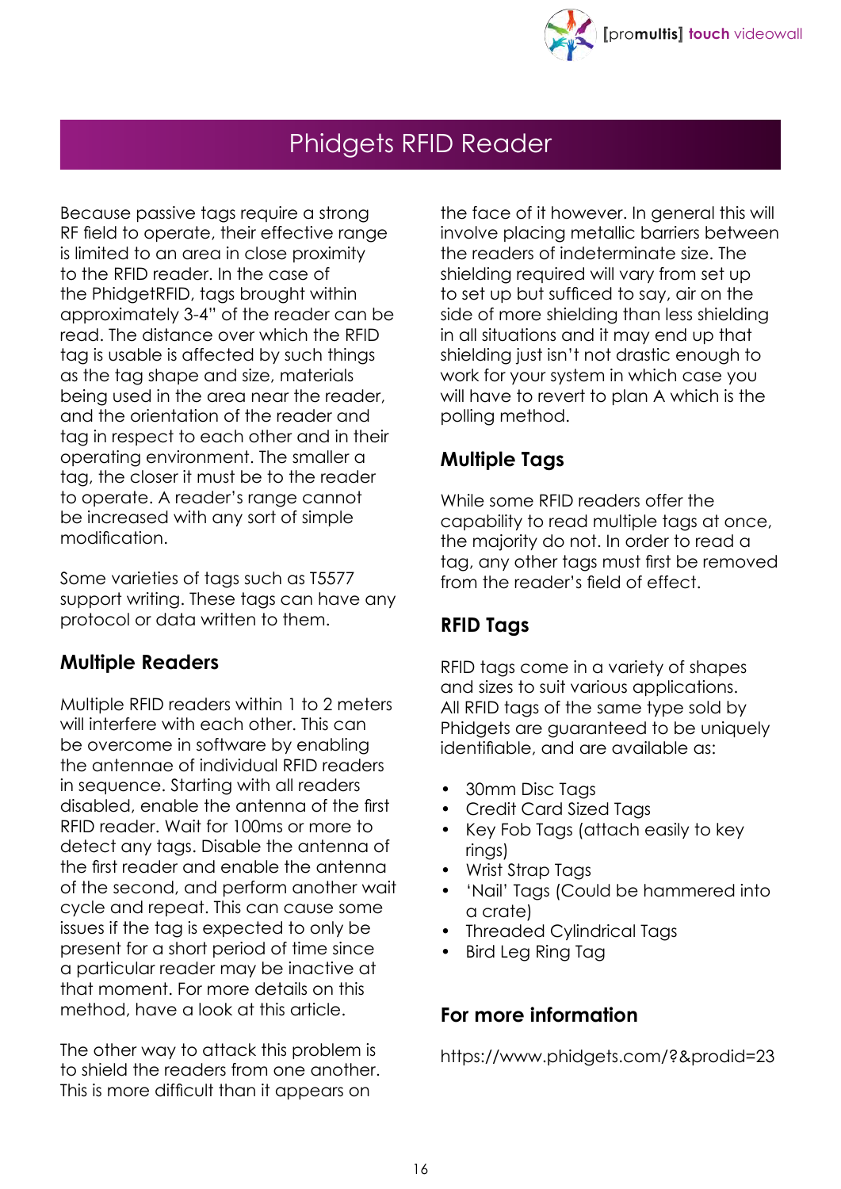# Phidgets RFID Reader

Because passive tags require a strong RF field to operate, their effective range is limited to an area in close proximity to the RFID reader. In the case of the PhidgetRFID, tags brought within approximately 3-4" of the reader can be read. The distance over which the RFID tag is usable is affected by such things as the tag shape and size, materials being used in the area near the reader, and the orientation of the reader and tag in respect to each other and in their operating environment. The smaller a tag, the closer it must be to the reader to operate. A reader's range cannot be increased with any sort of simple modification.

Some varieties of tags such as T5577 support writing. These tags can have any protocol or data written to them.

## Multiple Readers

Multiple RFID readers within 1 to 2 meters will interfere with each other. This can be overcome in software by enabling the antennae of individual RFID readers in sequence. Starting with all readers disabled, enable the antenna of the first RFID reader. Wait for 100ms or more to detect any tags. Disable the antenna of the first reader and enable the antenna of the second, and perform another wait cycle and repeat. This can cause some issues if the tag is expected to only be present for a short period of time since a particular reader may be inactive at that moment. For more details on this method, have a look at this article.

The other way to attack this problem is to shield the readers from one another. This is more difficult than it appears on the face of it however. In general this will involve placing metallic barriers between the readers of indeterminate size. The shielding required will vary from set up to set up but sufficed to say, air on the side of more shielding than less shielding in all situations and it may end up that shielding just isn't not drastic enough to work for your system in which case you will have to revert to plan A which is the polling method.

## Multiple Tags

While some RFID readers offer the capability to read multiple tags at once, the majority do not. In order to read a tag, any other tags must first be removed from the reader's field of effect.

## RFID Tags

RFID tags come in a variety of shapes and sizes to suit various applications. All RFID tags of the same type sold by Phidgets are guaranteed to be uniquely identifiable, and are available as:

- 30mm Disc Tags
- Credit Card Sized Tags
- Key Fob Tags (attach easily to key rings)
- Wrist Strap Tags
- 'Nail' Tags (Could be hammered into a crate)
- Threaded Cylindrical Tags
- Bird Leg Ring Tag

## For more information

https://www.phidgets.com/?&prodid=23